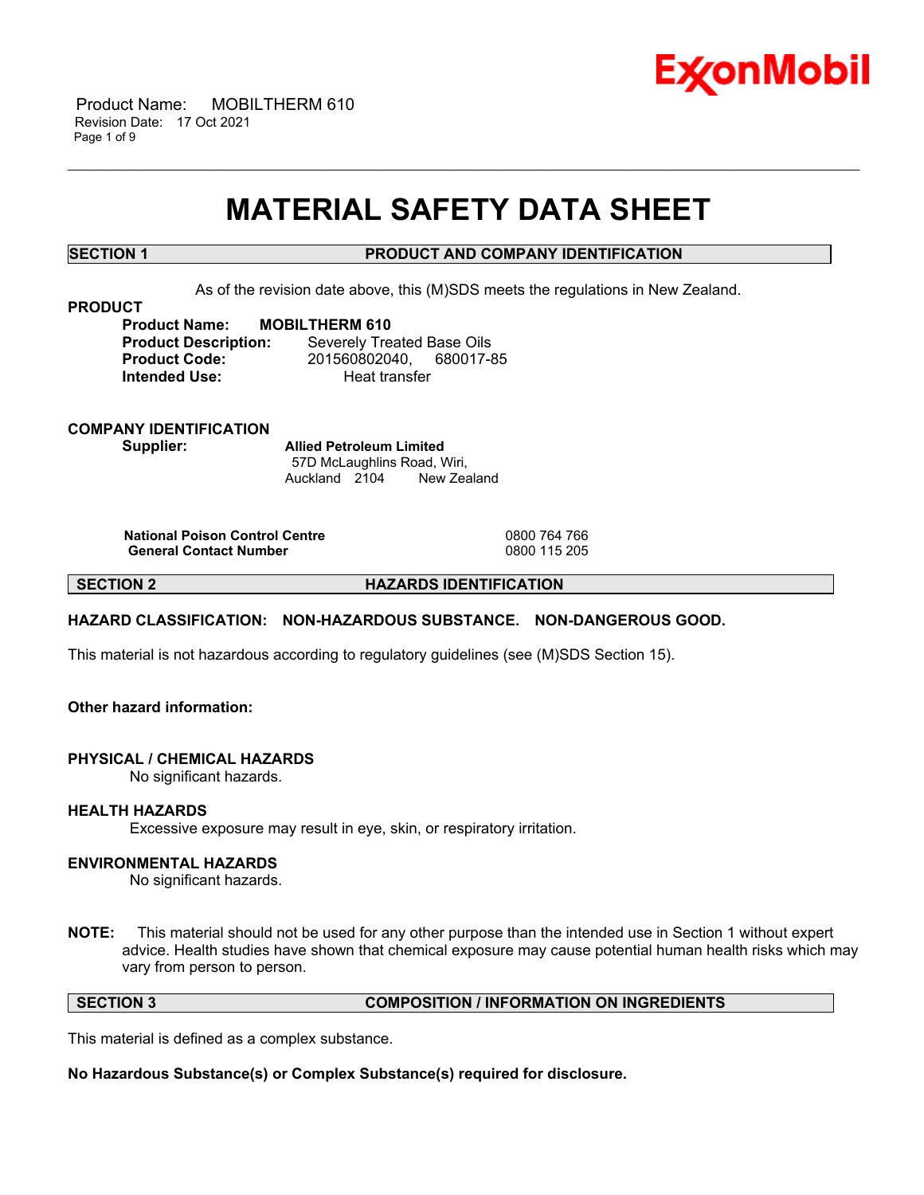Product Name: MOBILTHERM 610
Revision Date: 17 Oct 2021

# MATERIAL SAFETY DATA SHEET

## SECTION 1 PRODUCT AND COMPANY IDENTIFICATION

As of the revision date above, this (M)SDS meets the regulations in New Zealand.

**PRODUCT**

**Product Name:** **MOBILTHERM 610**
**Product Description:** Severely Treated Base Oils
**Product Code:** 201560802040, 680017-85
**Intended Use:** Heat transfer

**COMPANY IDENTIFICATION**

**Supplier:** **Allied Petroleum Limited**
57D McLaughlins Road, Wiri,
Auckland 2104 New Zealand

| | |
|---|---|
| **National Poison Control Centre** | 0800 764 766 |
| **General Contact Number** | 0800 115 205 |

## SECTION 2 HAZARDS IDENTIFICATION

**HAZARD CLASSIFICATION: NON-HAZARDOUS SUBSTANCE. NON-DANGEROUS GOOD.**

This material is not hazardous according to regulatory guidelines (see (M)SDS Section 15).

**Other hazard information:**

**PHYSICAL / CHEMICAL HAZARDS**

No significant hazards.

**HEALTH HAZARDS**

Excessive exposure may result in eye, skin, or respiratory irritation.

**ENVIRONMENTAL HAZARDS**

No significant hazards.

**NOTE:** This material should not be used for any other purpose than the intended use in Section 1 without expert advice. Health studies have shown that chemical exposure may cause potential human health risks which may vary from person to person.

## SECTION 3 COMPOSITION / INFORMATION ON INGREDIENTS

This material is defined as a complex substance.

**No Hazardous Substance(s) or Complex Substance(s) required for disclosure.**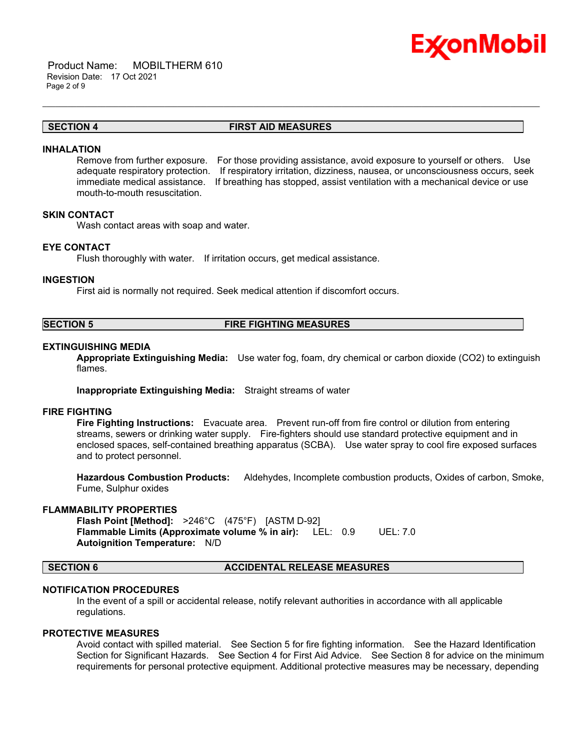## SECTION 4 FIRST AID MEASURES

### INHALATION

Remove from further exposure. For those providing assistance, avoid exposure to yourself or others. Use adequate respiratory protection. If respiratory irritation, dizziness, nausea, or unconsciousness occurs, seek immediate medical assistance. If breathing has stopped, assist ventilation with a mechanical device or use mouth-to-mouth resuscitation.

### SKIN CONTACT

Wash contact areas with soap and water.

### EYE CONTACT

Flush thoroughly with water. If irritation occurs, get medical assistance.

### INGESTION

First aid is normally not required. Seek medical attention if discomfort occurs.

## SECTION 5 FIRE FIGHTING MEASURES

### EXTINGUISHING MEDIA

**Appropriate Extinguishing Media:** Use water fog, foam, dry chemical or carbon dioxide ($CO_2$) to extinguish flames.

**Inappropriate Extinguishing Media:** Straight streams of water

### FIRE FIGHTING

**Fire Fighting Instructions:** Evacuate area. Prevent run-off from fire control or dilution from entering streams, sewers or drinking water supply. Fire-fighters should use standard protective equipment and in enclosed spaces, self-contained breathing apparatus (SCBA). Use water spray to cool fire exposed surfaces and to protect personnel.

**Hazardous Combustion Products:** Aldehydes, Incomplete combustion products, Oxides of carbon, Smoke, Fume, Sulphur oxides

### FLAMMABILITY PROPERTIES

**Flash Point [Method]:** >246°C (475°F) [ASTM D-92]
**Flammable Limits (Approximate volume % in air):** LEL: 0.9 UEL: 7.0
**Autoignition Temperature:** N/D

## SECTION 6 ACCIDENTAL RELEASE MEASURES

### NOTIFICATION PROCEDURES

In the event of a spill or accidental release, notify relevant authorities in accordance with all applicable regulations.

### PROTECTIVE MEASURES

Avoid contact with spilled material. See Section 5 for fire fighting information. See the Hazard Identification Section for Significant Hazards. See Section 4 for First Aid Advice. See Section 8 for advice on the minimum requirements for personal protective equipment. Additional protective measures may be necessary, depending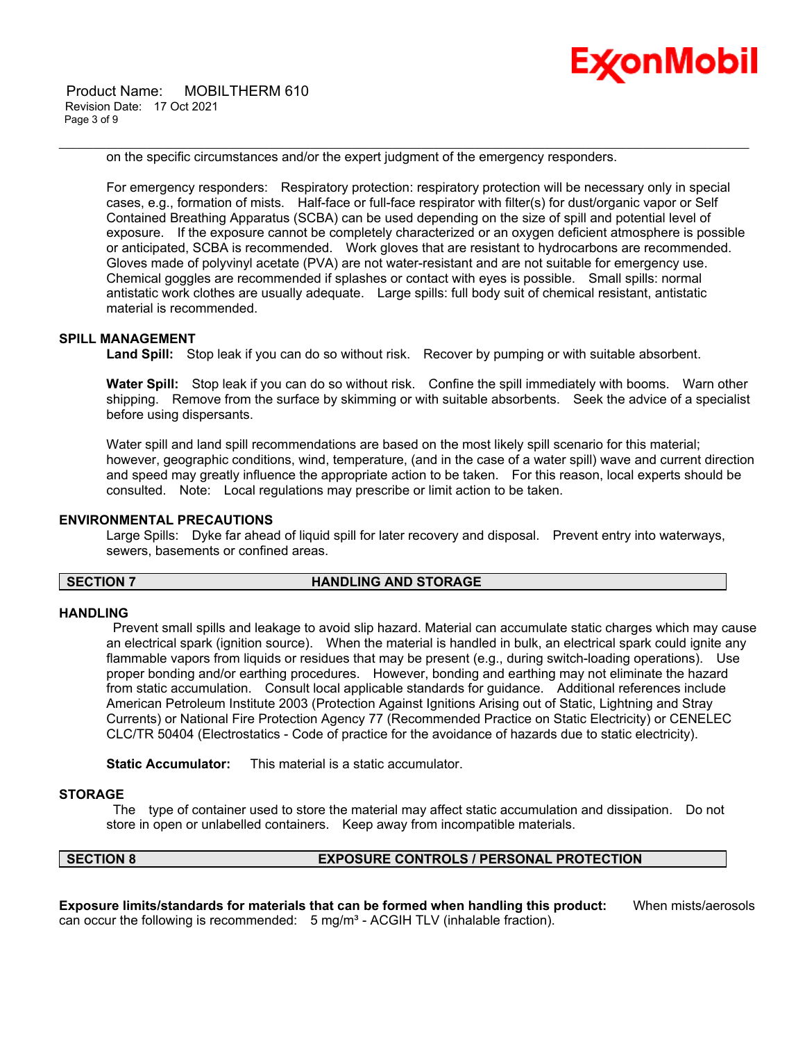on the specific circumstances and/or the expert judgment of the emergency responders.

For emergency responders: Respiratory protection: respiratory protection will be necessary only in special cases, e.g., formation of mists. Half-face or full-face respirator with filter(s) for dust/organic vapor or Self Contained Breathing Apparatus (SCBA) can be used depending on the size of spill and potential level of exposure. If the exposure cannot be completely characterized or an oxygen deficient atmosphere is possible or anticipated, SCBA is recommended. Work gloves that are resistant to hydrocarbons are recommended. Gloves made of polyvinyl acetate (PVA) are not water-resistant and are not suitable for emergency use. Chemical goggles are recommended if splashes or contact with eyes is possible. Small spills: normal antistatic work clothes are usually adequate. Large spills: full body suit of chemical resistant, antistatic material is recommended.

### SPILL MANAGEMENT

**Land Spill:** Stop leak if you can do so without risk. Recover by pumping or with suitable absorbent.

**Water Spill:** Stop leak if you can do so without risk. Confine the spill immediately with booms. Warn other shipping. Remove from the surface by skimming or with suitable absorbents. Seek the advice of a specialist before using dispersants.

Water spill and land spill recommendations are based on the most likely spill scenario for this material; however, geographic conditions, wind, temperature, (and in the case of a water spill) wave and current direction and speed may greatly influence the appropriate action to be taken. For this reason, local experts should be consulted. Note: Local regulations may prescribe or limit action to be taken.

### ENVIRONMENTAL PRECAUTIONS

Large Spills: Dyke far ahead of liquid spill for later recovery and disposal. Prevent entry into waterways, sewers, basements or confined areas.

## SECTION 7 HANDLING AND STORAGE

### HANDLING

Prevent small spills and leakage to avoid slip hazard. Material can accumulate static charges which may cause an electrical spark (ignition source). When the material is handled in bulk, an electrical spark could ignite any flammable vapors from liquids or residues that may be present (e.g., during switch-loading operations). Use proper bonding and/or earthing procedures. However, bonding and earthing may not eliminate the hazard from static accumulation. Consult local applicable standards for guidance. Additional references include American Petroleum Institute 2003 (Protection Against Ignitions Arising out of Static, Lightning and Stray Currents) or National Fire Protection Agency 77 (Recommended Practice on Static Electricity) or CENELEC CLC/TR 50404 (Electrostatics - Code of practice for the avoidance of hazards due to static electricity).

**Static Accumulator:** This material is a static accumulator.

### STORAGE

The type of container used to store the material may affect static accumulation and dissipation. Do not store in open or unlabelled containers. Keep away from incompatible materials.

## SECTION 8 EXPOSURE CONTROLS / PERSONAL PROTECTION

**Exposure limits/standards for materials that can be formed when handling this product:** When mists/aerosols can occur the following is recommended: 5 mg/m³ - ACGIH TLV (inhalable fraction).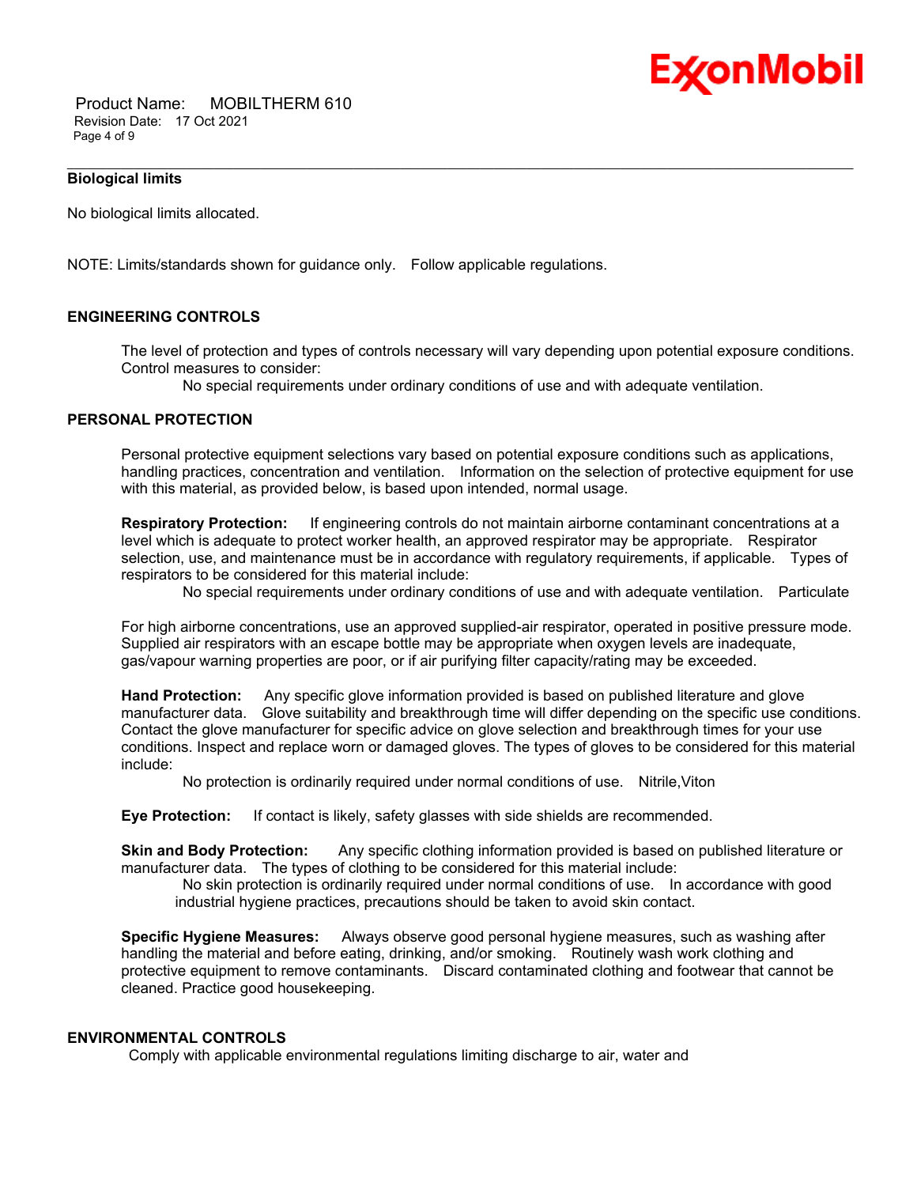**Biological limits**

No biological limits allocated.

NOTE: Limits/standards shown for guidance only. Follow applicable regulations.

**ENGINEERING CONTROLS**

The level of protection and types of controls necessary will vary depending upon potential exposure conditions. Control measures to consider:

No special requirements under ordinary conditions of use and with adequate ventilation.

**PERSONAL PROTECTION**

Personal protective equipment selections vary based on potential exposure conditions such as applications, handling practices, concentration and ventilation. Information on the selection of protective equipment for use with this material, as provided below, is based upon intended, normal usage.

**Respiratory Protection:** If engineering controls do not maintain airborne contaminant concentrations at a level which is adequate to protect worker health, an approved respirator may be appropriate. Respirator selection, use, and maintenance must be in accordance with regulatory requirements, if applicable. Types of respirators to be considered for this material include:

No special requirements under ordinary conditions of use and with adequate ventilation. Particulate

For high airborne concentrations, use an approved supplied-air respirator, operated in positive pressure mode. Supplied air respirators with an escape bottle may be appropriate when oxygen levels are inadequate, gas/vapour warning properties are poor, or if air purifying filter capacity/rating may be exceeded.

**Hand Protection:** Any specific glove information provided is based on published literature and glove manufacturer data. Glove suitability and breakthrough time will differ depending on the specific use conditions. Contact the glove manufacturer for specific advice on glove selection and breakthrough times for your use conditions. Inspect and replace worn or damaged gloves. The types of gloves to be considered for this material include:

No protection is ordinarily required under normal conditions of use. Nitrile,Viton

**Eye Protection:** If contact is likely, safety glasses with side shields are recommended.

**Skin and Body Protection:** Any specific clothing information provided is based on published literature or manufacturer data. The types of clothing to be considered for this material include:

No skin protection is ordinarily required under normal conditions of use. In accordance with good industrial hygiene practices, precautions should be taken to avoid skin contact.

**Specific Hygiene Measures:** Always observe good personal hygiene measures, such as washing after handling the material and before eating, drinking, and/or smoking. Routinely wash work clothing and protective equipment to remove contaminants. Discard contaminated clothing and footwear that cannot be cleaned. Practice good housekeeping.

**ENVIRONMENTAL CONTROLS**

Comply with applicable environmental regulations limiting discharge to air, water and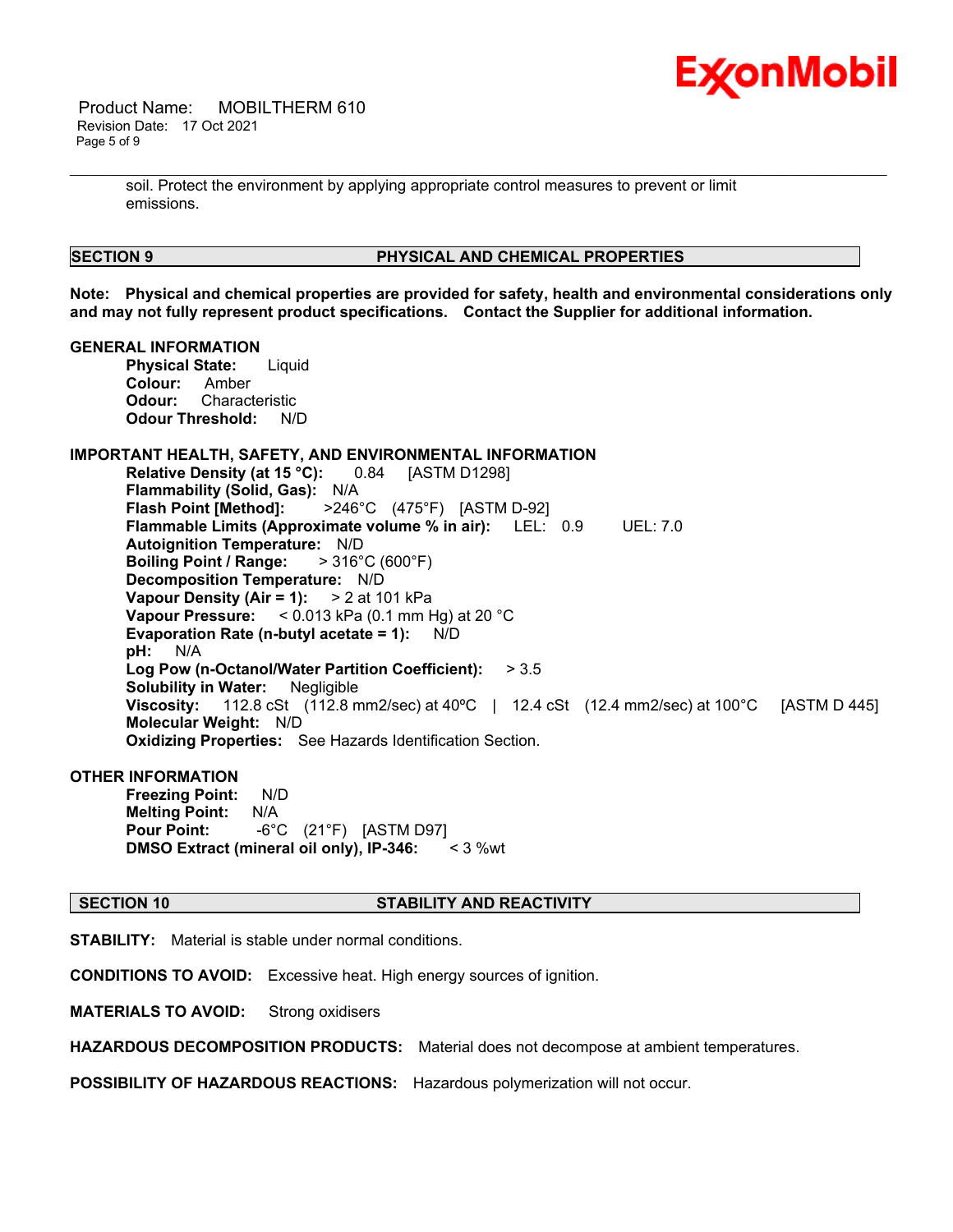soil. Protect the environment by applying appropriate control measures to prevent or limit emissions.

## SECTION 9 PHYSICAL AND CHEMICAL PROPERTIES

**Note: Physical and chemical properties are provided for safety, health and environmental considerations only and may not fully represent product specifications. Contact the Supplier for additional information.**

### GENERAL INFORMATION

**Physical State:** Liquid
**Colour:** Amber
**Odour:** Characteristic
**Odour Threshold:** N/D

### IMPORTANT HEALTH, SAFETY, AND ENVIRONMENTAL INFORMATION

**Relative Density (at 15 °C):** 0.84 [ASTM D1298]
**Flammability (Solid, Gas):** N/A
**Flash Point [Method]:** >246°C (475°F) [ASTM D-92]
**Flammable Limits (Approximate volume % in air):** LEL: 0.9 UEL: 7.0
**Autoignition Temperature:** N/D
**Boiling Point / Range:** > 316°C (600°F)
**Decomposition Temperature:** N/D
**Vapour Density (Air = 1):** > 2 at 101 kPa
**Vapour Pressure:** < 0.013 kPa (0.1 mm Hg) at 20 °C
**Evaporation Rate (n-butyl acetate = 1):** N/D
**pH:** N/A
**Log Pow (n-Octanol/Water Partition Coefficient):** > 3.5
**Solubility in Water:** Negligible
**Viscosity:** 112.8 cSt (112.8 mm2/sec) at 40ºC | 12.4 cSt (12.4 mm2/sec) at 100°C [ASTM D 445]
**Molecular Weight:** N/D
**Oxidizing Properties:** See Hazards Identification Section.

### OTHER INFORMATION

**Freezing Point:** N/D
**Melting Point:** N/A
**Pour Point:** -6°C (21°F) [ASTM D97]
**DMSO Extract (mineral oil only), IP-346:** < 3 %wt

## SECTION 10 STABILITY AND REACTIVITY

**STABILITY:** Material is stable under normal conditions.

**CONDITIONS TO AVOID:** Excessive heat. High energy sources of ignition.

**MATERIALS TO AVOID:** Strong oxidisers

**HAZARDOUS DECOMPOSITION PRODUCTS:** Material does not decompose at ambient temperatures.

**POSSIBILITY OF HAZARDOUS REACTIONS:** Hazardous polymerization will not occur.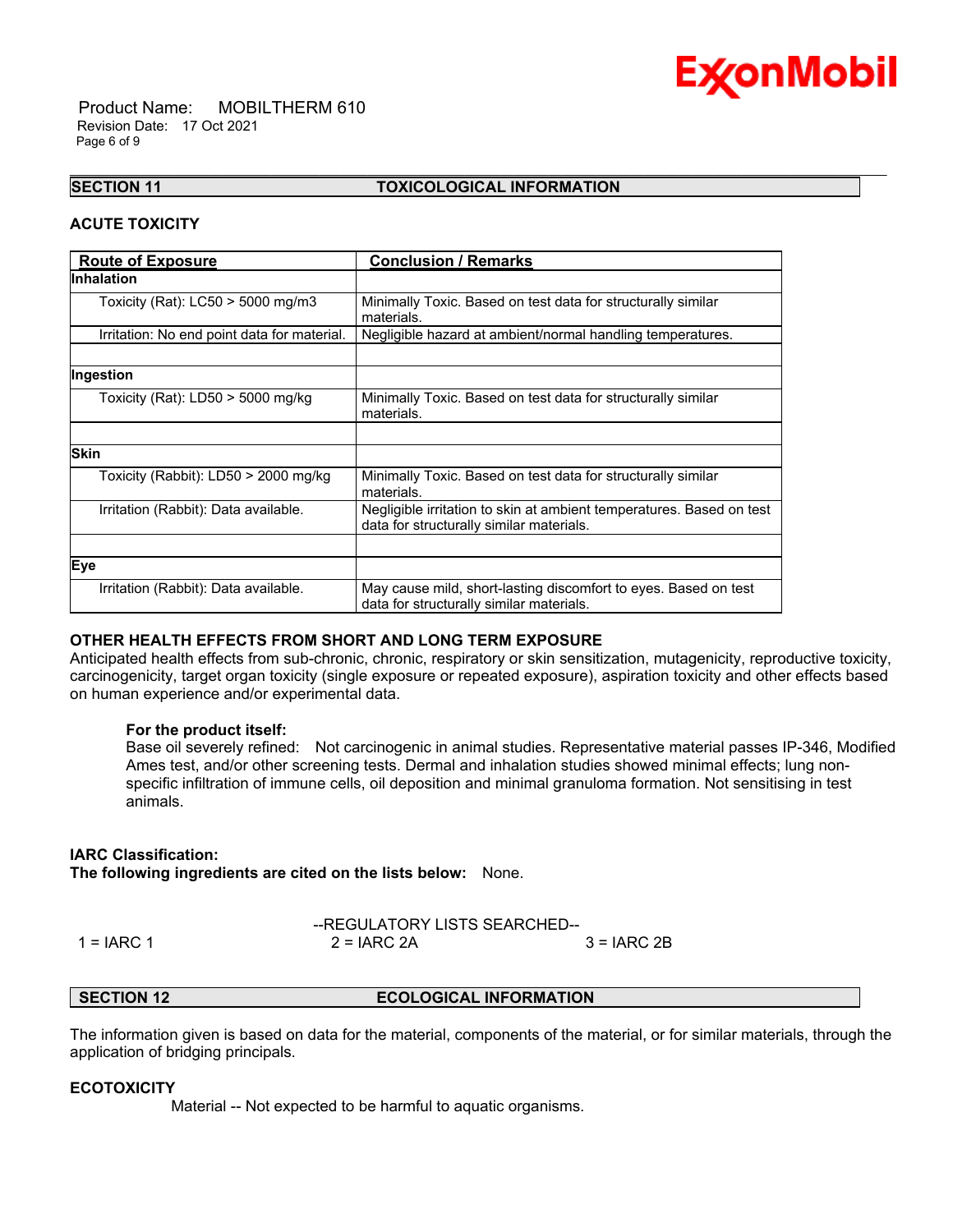## SECTION 11 TOXICOLOGICAL INFORMATION

### ACUTE TOXICITY

| Route of Exposure | Conclusion / Remarks |
|---|---|
| **Inhalation** | |
| Toxicity (Rat): LC50 > 5000 mg/m3 | Minimally Toxic. Based on test data for structurally similar materials. |
| Irritation: No end point data for material. | Negligible hazard at ambient/normal handling temperatures. |
| | |
| **Ingestion** | |
| Toxicity (Rat): LD50 > 5000 mg/kg | Minimally Toxic. Based on test data for structurally similar materials. |
| | |
| **Skin** | |
| Toxicity (Rabbit): LD50 > 2000 mg/kg | Minimally Toxic. Based on test data for structurally similar materials. |
| Irritation (Rabbit): Data available. | Negligible irritation to skin at ambient temperatures. Based on test data for structurally similar materials. |
| | |
| **Eye** | |
| Irritation (Rabbit): Data available. | May cause mild, short-lasting discomfort to eyes. Based on test data for structurally similar materials. |

### OTHER HEALTH EFFECTS FROM SHORT AND LONG TERM EXPOSURE

Anticipated health effects from sub-chronic, chronic, respiratory or skin sensitization, mutagenicity, reproductive toxicity, carcinogenicity, target organ toxicity (single exposure or repeated exposure), aspiration toxicity and other effects based on human experience and/or experimental data.

**For the product itself:**
Base oil severely refined: Not carcinogenic in animal studies. Representative material passes IP-346, Modified Ames test, and/or other screening tests. Dermal and inhalation studies showed minimal effects; lung non-specific infiltration of immune cells, oil deposition and minimal granuloma formation. Not sensitising in test animals.

**IARC Classification:**
**The following ingredients are cited on the lists below:** None.

--REGULATORY LISTS SEARCHED--

1 = IARC 1 2 = IARC 2A 3 = IARC 2B

## SECTION 12 ECOLOGICAL INFORMATION

The information given is based on data for the material, components of the material, or for similar materials, through the application of bridging principals.

### ECOTOXICITY

Material -- Not expected to be harmful to aquatic organisms.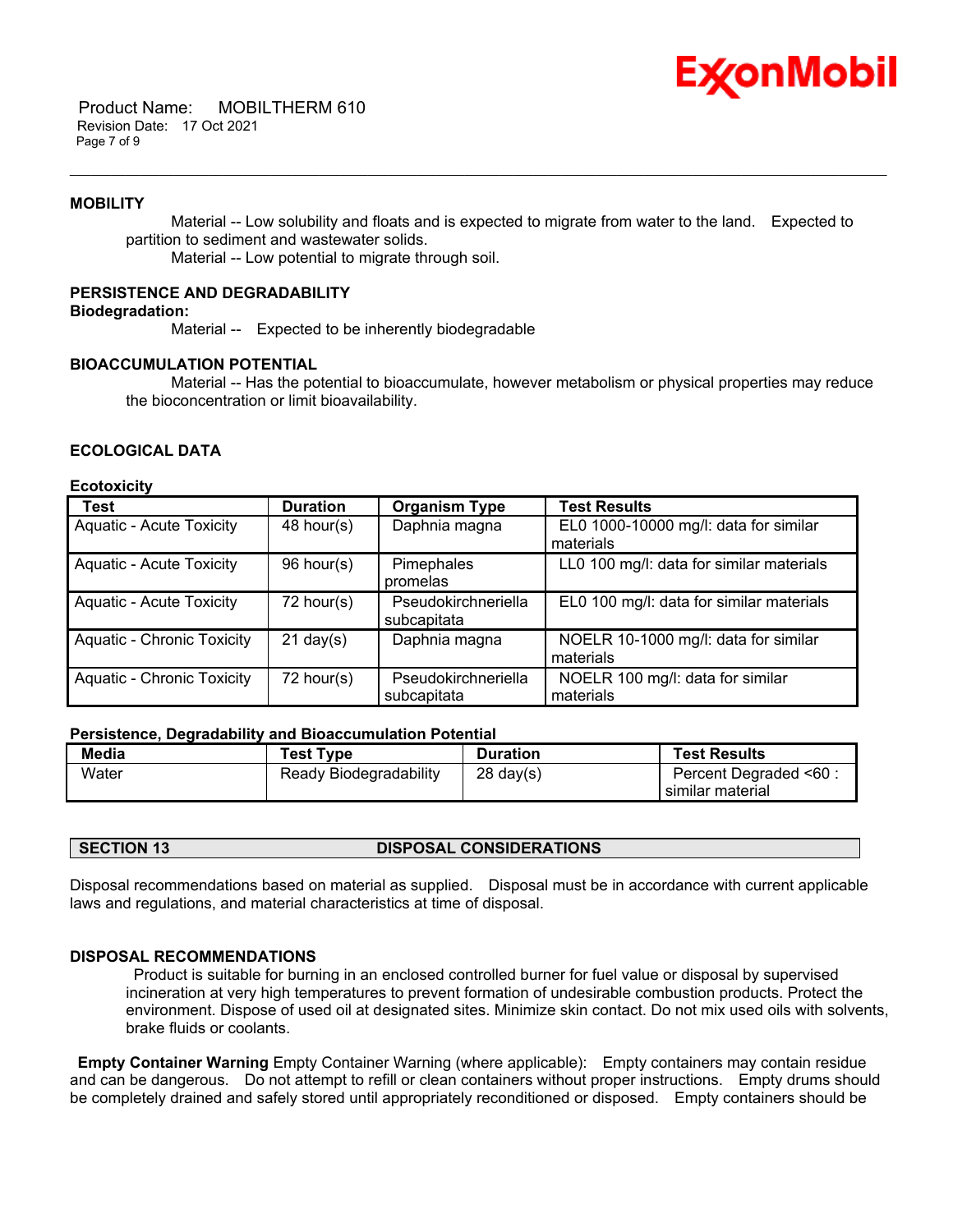### MOBILITY

Material -- Low solubility and floats and is expected to migrate from water to the land. Expected to partition to sediment and wastewater solids.

Material -- Low potential to migrate through soil.

### PERSISTENCE AND DEGRADABILITY

**Biodegradation:**

Material -- Expected to be inherently biodegradable

### BIOACCUMULATION POTENTIAL

Material -- Has the potential to bioaccumulate, however metabolism or physical properties may reduce the bioconcentration or limit bioavailability.

### ECOLOGICAL DATA

**Ecotoxicity**

| Test | Duration | Organism Type | Test Results |
|---|---|---|---|
| Aquatic - Acute Toxicity | 48 hour(s) | Daphnia magna | EL0 1000-10000 mg/l: data for similar materials |
| Aquatic - Acute Toxicity | 96 hour(s) | Pimephales promelas | LL0 100 mg/l: data for similar materials |
| Aquatic - Acute Toxicity | 72 hour(s) | Pseudokirchneriella subcapitata | EL0 100 mg/l: data for similar materials |
| Aquatic - Chronic Toxicity | 21 day(s) | Daphnia magna | NOELR 10-1000 mg/l: data for similar materials |
| Aquatic - Chronic Toxicity | 72 hour(s) | Pseudokirchneriella subcapitata | NOELR 100 mg/l: data for similar materials |

**Persistence, Degradability and Bioaccumulation Potential**

| Media | Test Type | Duration | Test Results |
|---|---|---|---|
| Water | Ready Biodegradability | 28 day(s) | Percent Degraded <60 : similar material |

## SECTION 13 DISPOSAL CONSIDERATIONS

Disposal recommendations based on material as supplied. Disposal must be in accordance with current applicable laws and regulations, and material characteristics at time of disposal.

### DISPOSAL RECOMMENDATIONS

Product is suitable for burning in an enclosed controlled burner for fuel value or disposal by supervised incineration at very high temperatures to prevent formation of undesirable combustion products. Protect the environment. Dispose of used oil at designated sites. Minimize skin contact. Do not mix used oils with solvents, brake fluids or coolants.

**Empty Container Warning** Empty Container Warning (where applicable): Empty containers may contain residue and can be dangerous. Do not attempt to refill or clean containers without proper instructions. Empty drums should be completely drained and safely stored until appropriately reconditioned or disposed. Empty containers should be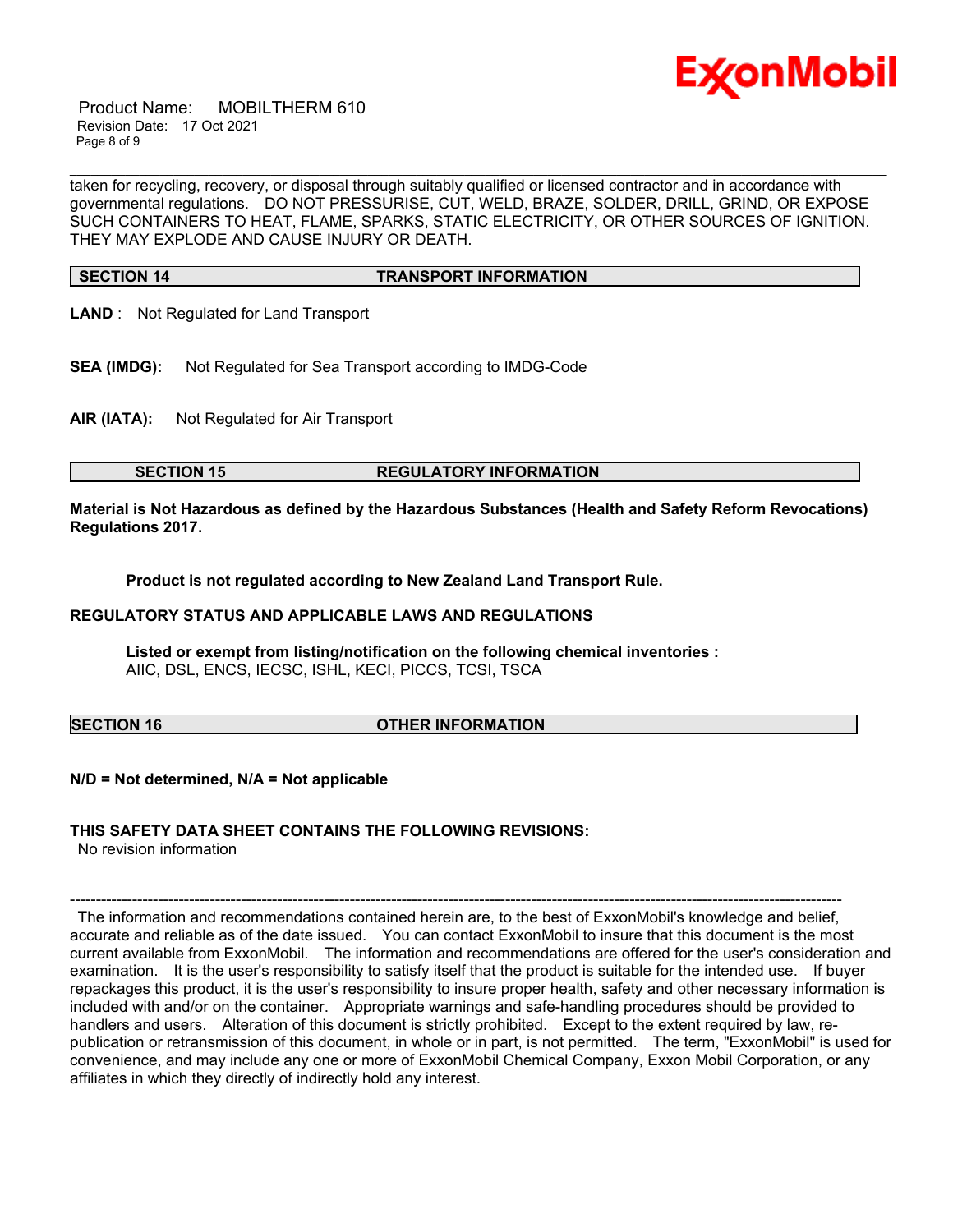taken for recycling, recovery, or disposal through suitably qualified or licensed contractor and in accordance with governmental regulations. DO NOT PRESSURISE, CUT, WELD, BRAZE, SOLDER, DRILL, GRIND, OR EXPOSE SUCH CONTAINERS TO HEAT, FLAME, SPARKS, STATIC ELECTRICITY, OR OTHER SOURCES OF IGNITION. THEY MAY EXPLODE AND CAUSE INJURY OR DEATH.

## SECTION 14 TRANSPORT INFORMATION

**LAND** : Not Regulated for Land Transport

**SEA (IMDG):** Not Regulated for Sea Transport according to IMDG-Code

**AIR (IATA):** Not Regulated for Air Transport

## SECTION 15 REGULATORY INFORMATION

**Material is Not Hazardous as defined by the Hazardous Substances (Health and Safety Reform Revocations) Regulations 2017.**

**Product is not regulated according to New Zealand Land Transport Rule.**

**REGULATORY STATUS AND APPLICABLE LAWS AND REGULATIONS**

**Listed or exempt from listing/notification on the following chemical inventories :**
AIIC, DSL, ENCS, IECSC, ISHL, KECI, PICCS, TCSI, TSCA

## SECTION 16 OTHER INFORMATION

**N/D = Not determined, N/A = Not applicable**

**THIS SAFETY DATA SHEET CONTAINS THE FOLLOWING REVISIONS:**
No revision information

---

The information and recommendations contained herein are, to the best of ExxonMobil's knowledge and belief, accurate and reliable as of the date issued. You can contact ExxonMobil to insure that this document is the most current available from ExxonMobil. The information and recommendations are offered for the user's consideration and examination. It is the user's responsibility to satisfy itself that the product is suitable for the intended use. If buyer repackages this product, it is the user's responsibility to insure proper health, safety and other necessary information is included with and/or on the container. Appropriate warnings and safe-handling procedures should be provided to handlers and users. Alteration of this document is strictly prohibited. Except to the extent required by law, re-publication or retransmission of this document, in whole or in part, is not permitted. The term, "ExxonMobil" is used for convenience, and may include any one or more of ExxonMobil Chemical Company, Exxon Mobil Corporation, or any affiliates in which they directly of indirectly hold any interest.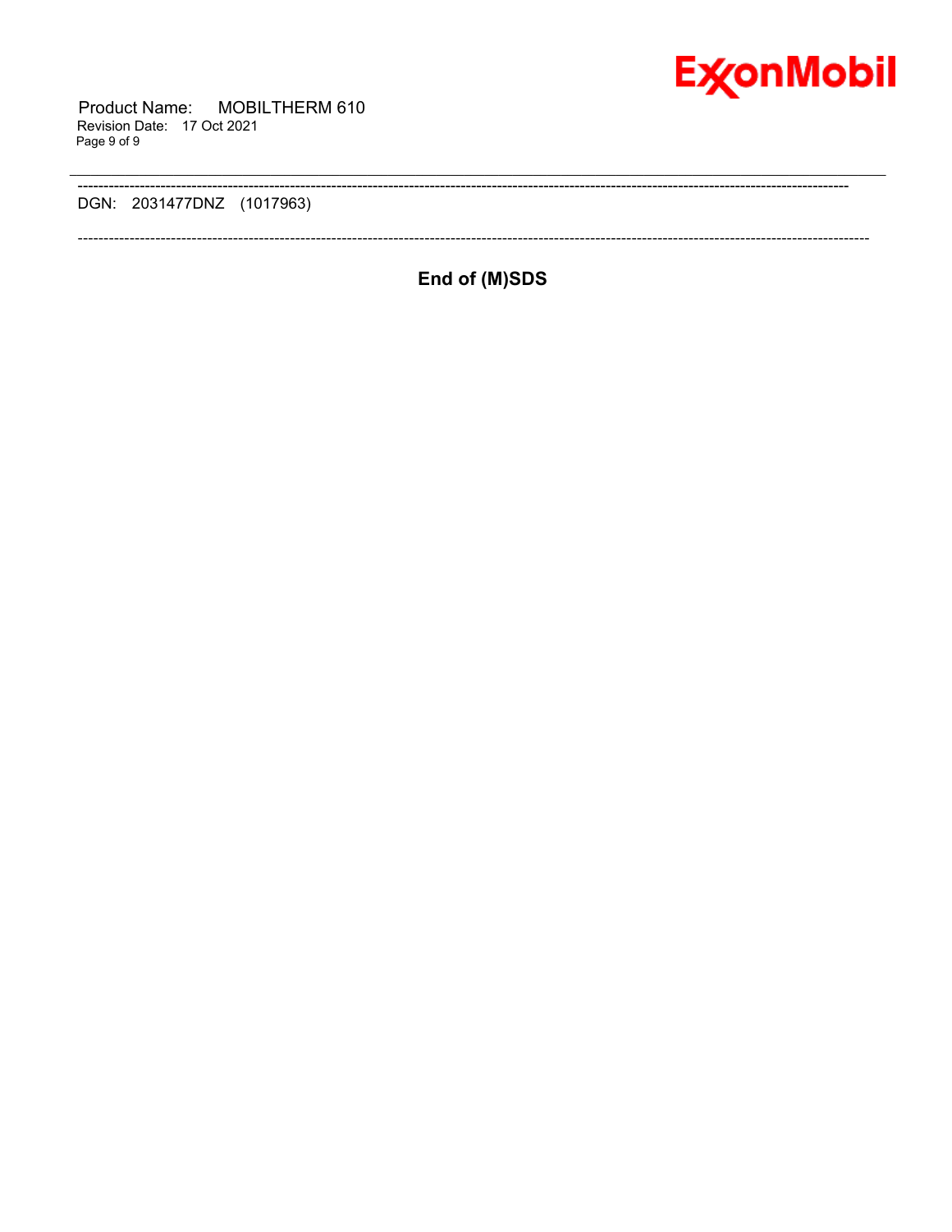DGN: 2031477DNZ (1017963)

---

**End of (M)SDS**